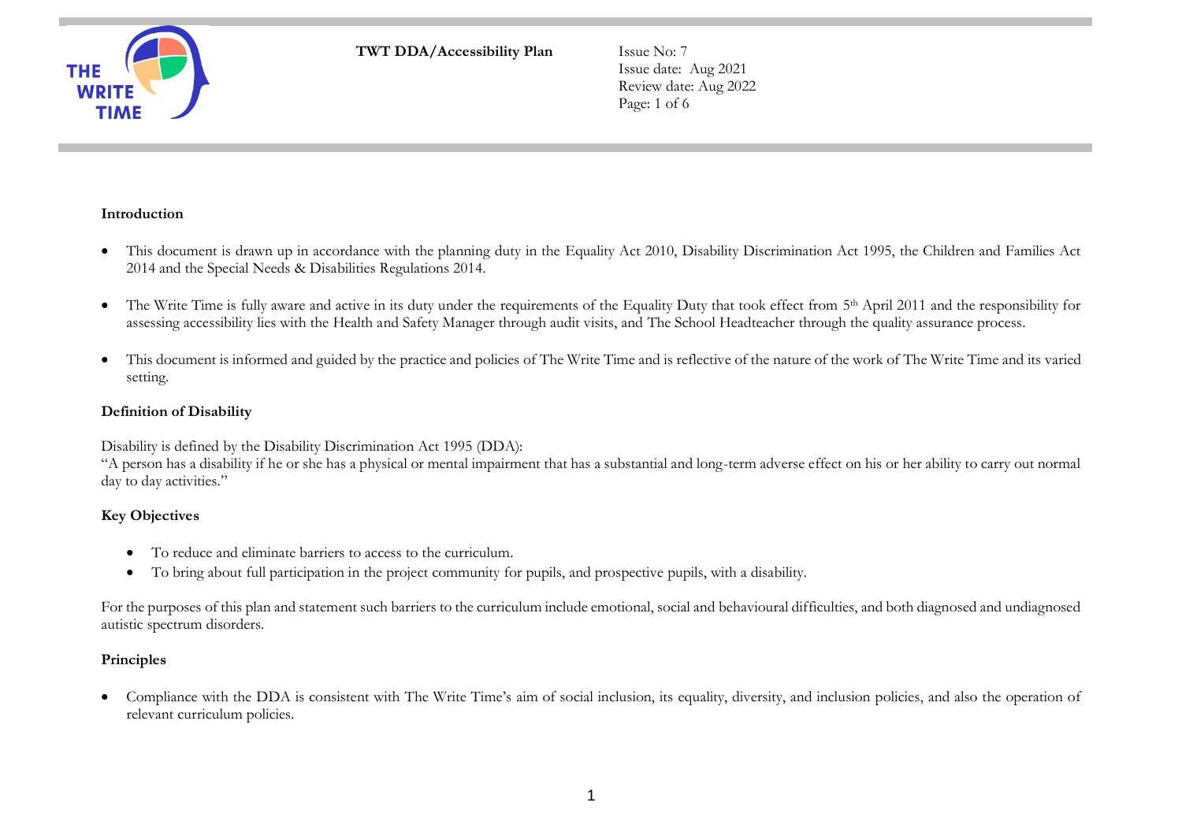**TWT DDA/Accessibility Plan**

Issue No: 7
Issue date: Aug 2021
Review date: Aug 2022

## Introduction

- This document is drawn up in accordance with the planning duty in the Equality Act 2010, Disability Discrimination Act 1995, the Children and Families Act 2014 and the Special Needs & Disabilities Regulations 2014.
- The Write Time is fully aware and active in its duty under the requirements of the Equality Duty that took effect from 5th April 2011 and the responsibility for assessing accessibility lies with the Health and Safety Manager through audit visits, and The School Headteacher through the quality assurance process.
- This document is informed and guided by the practice and policies of The Write Time and is reflective of the nature of the work of The Write Time and its varied setting.

## Definition of Disability

Disability is defined by the Disability Discrimination Act 1995 (DDA):
"A person has a disability if he or she has a physical or mental impairment that has a substantial and long-term adverse effect on his or her ability to carry out normal day to day activities."

## Key Objectives

- To reduce and eliminate barriers to access to the curriculum.
- To bring about full participation in the project community for pupils, and prospective pupils, with a disability.

For the purposes of this plan and statement such barriers to the curriculum include emotional, social and behavioural difficulties, and both diagnosed and undiagnosed autistic spectrum disorders.

## Principles

- Compliance with the DDA is consistent with The Write Time's aim of social inclusion, its equality, diversity, and inclusion policies, and also the operation of relevant curriculum policies.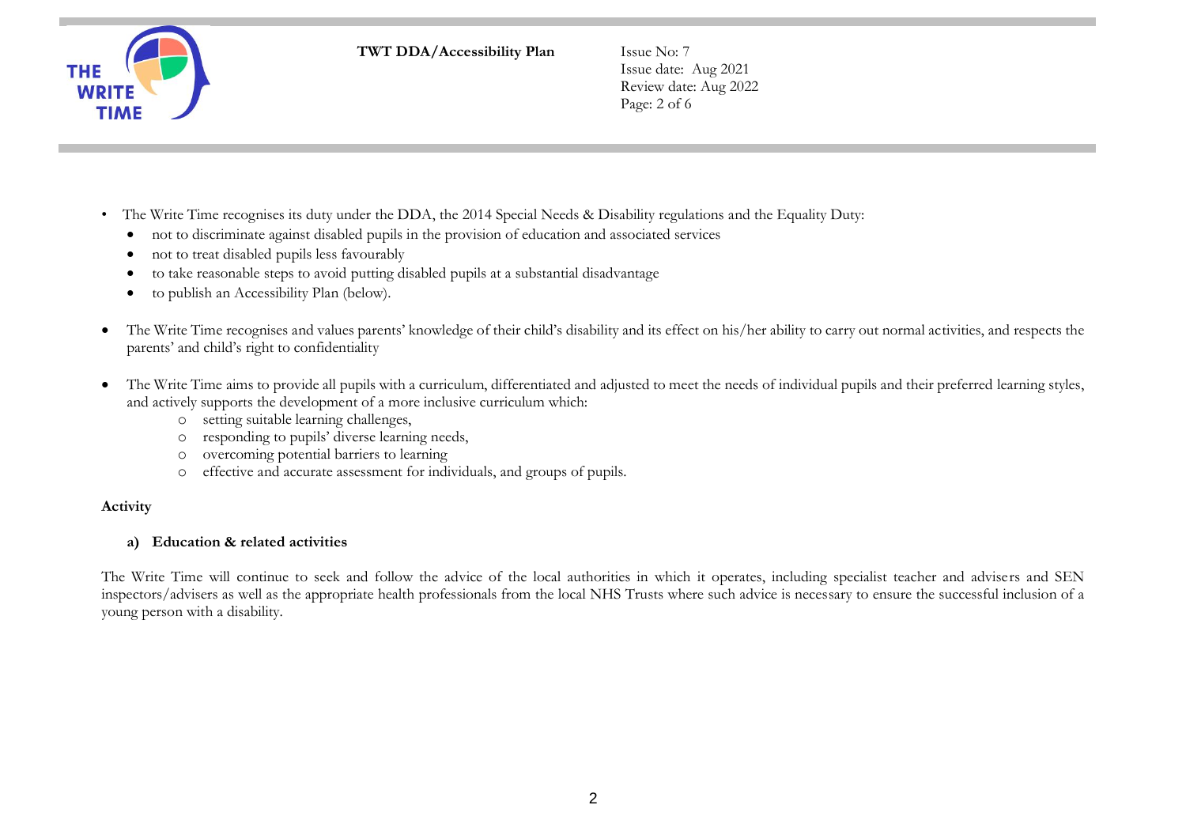- The Write Time recognises its duty under the DDA, the 2014 Special Needs & Disability regulations and the Equality Duty:
  - not to discriminate against disabled pupils in the provision of education and associated services
  - not to treat disabled pupils less favourably
  - to take reasonable steps to avoid putting disabled pupils at a substantial disadvantage
  - to publish an Accessibility Plan (below).

- The Write Time recognises and values parents' knowledge of their child's disability and its effect on his/her ability to carry out normal activities, and respects the parents' and child's right to confidentiality

- The Write Time aims to provide all pupils with a curriculum, differentiated and adjusted to meet the needs of individual pupils and their preferred learning styles, and actively supports the development of a more inclusive curriculum which:
  - setting suitable learning challenges,
  - responding to pupils' diverse learning needs,
  - overcoming potential barriers to learning
  - effective and accurate assessment for individuals, and groups of pupils.

**Activity**

**a) Education & related activities**

The Write Time will continue to seek and follow the advice of the local authorities in which it operates, including specialist teacher and advisers and SEN inspectors/advisers as well as the appropriate health professionals from the local NHS Trusts where such advice is necessary to ensure the successful inclusion of a young person with a disability.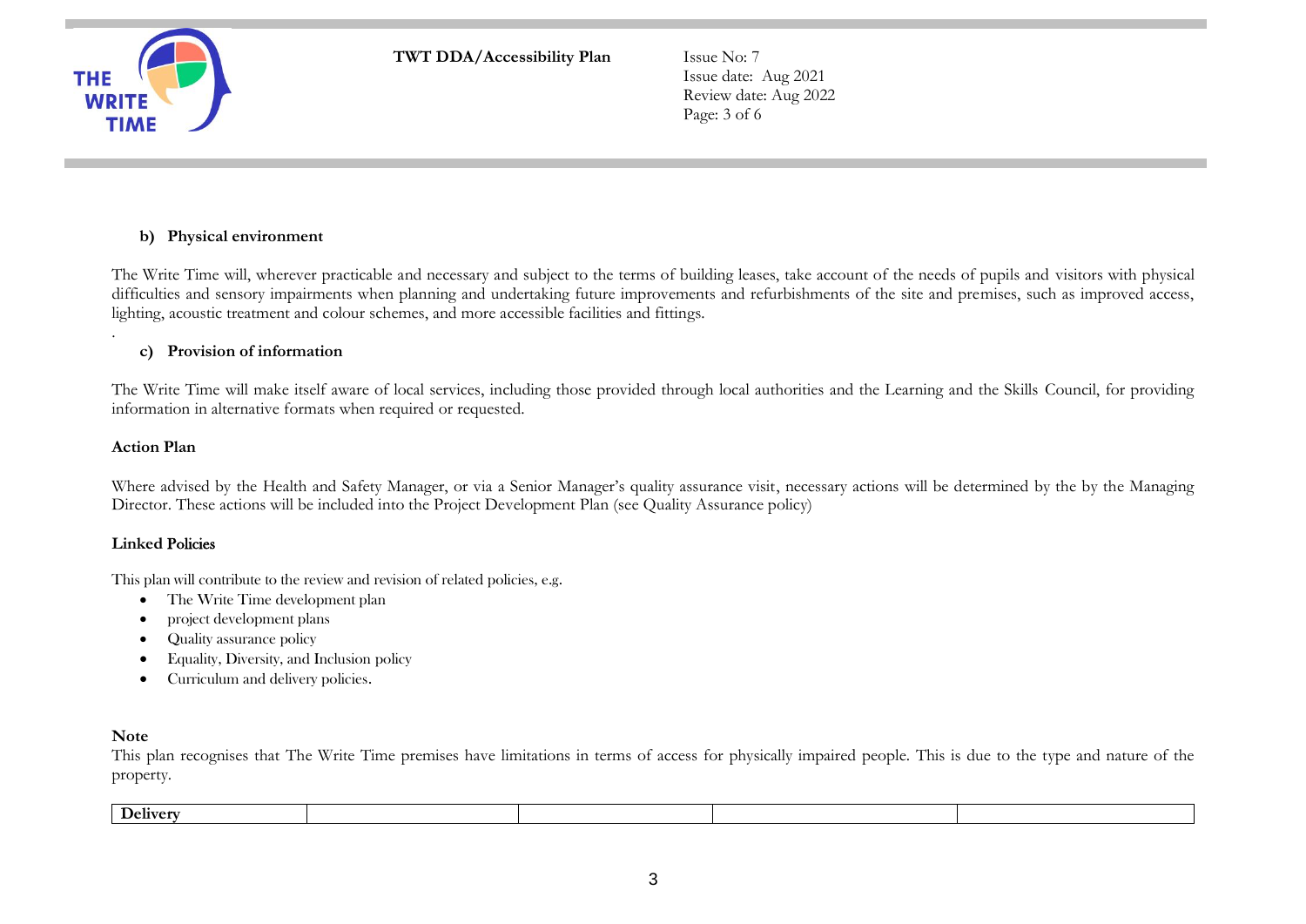**b) Physical environment**

The Write Time will, wherever practicable and necessary and subject to the terms of building leases, take account of the needs of pupils and visitors with physical difficulties and sensory impairments when planning and undertaking future improvements and refurbishments of the site and premises, such as improved access, lighting, acoustic treatment and colour schemes, and more accessible facilities and fittings.

.

**c) Provision of information**

The Write Time will make itself aware of local services, including those provided through local authorities and the Learning and the Skills Council, for providing information in alternative formats when required or requested.

**Action Plan**

Where advised by the Health and Safety Manager, or via a Senior Manager's quality assurance visit, necessary actions will be determined by the by the Managing Director. These actions will be included into the Project Development Plan (see Quality Assurance policy)

**Linked Policies**

This plan will contribute to the review and revision of related policies, e.g.

- The Write Time development plan
- project development plans
- Quality assurance policy
- Equality, Diversity, and Inclusion policy
- Curriculum and delivery policies.

**Note**

This plan recognises that The Write Time premises have limitations in terms of access for physically impaired people. This is due to the type and nature of the property.

| **Delivery** | | | | |
|---|---|---|---|---|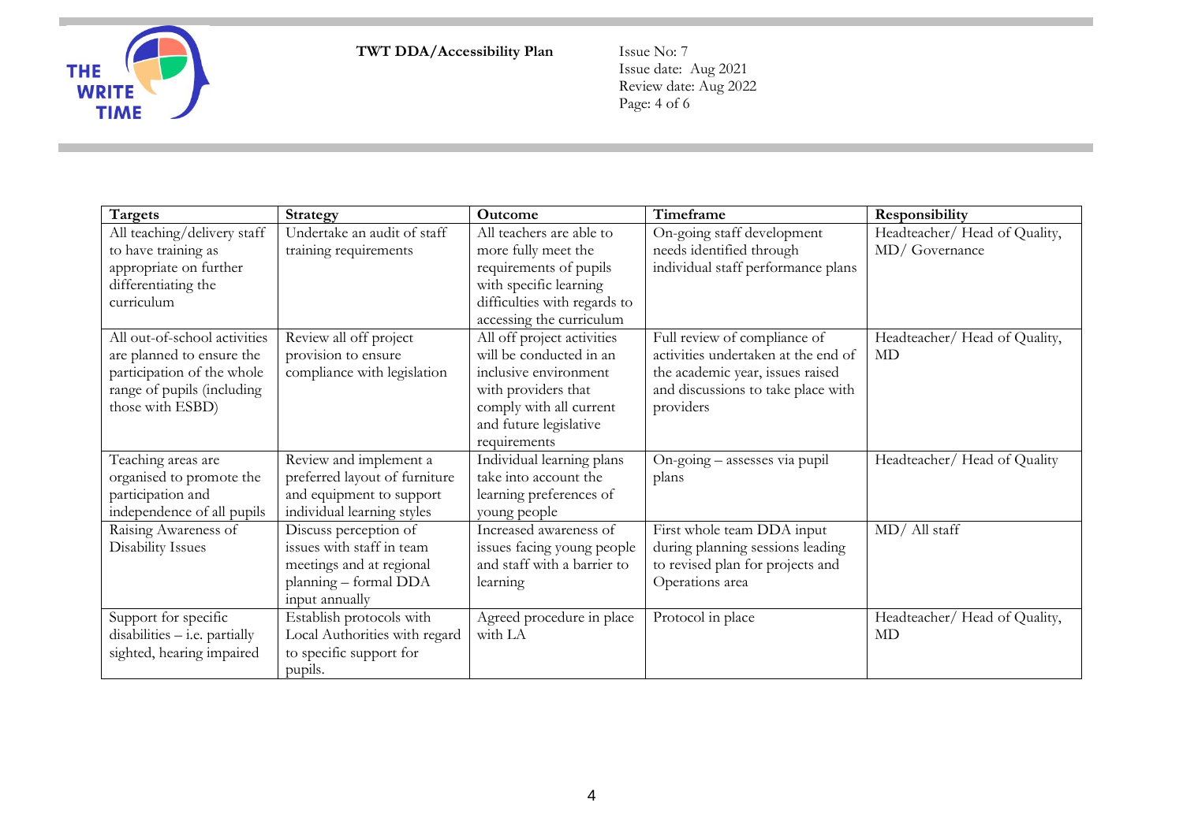| Targets | Strategy | Outcome | Timeframe | Responsibility |
|---|---|---|---|---|
| All teaching/delivery staff to have training as appropriate on further differentiating the curriculum | Undertake an audit of staff training requirements | All teachers are able to more fully meet the requirements of pupils with specific learning difficulties with regards to accessing the curriculum | On-going staff development needs identified through individual staff performance plans | Headteacher/ Head of Quality, MD/ Governance |
| All out-of-school activities are planned to ensure the participation of the whole range of pupils (including those with ESBD) | Review all off project provision to ensure compliance with legislation | All off project activities will be conducted in an inclusive environment with providers that comply with all current and future legislative requirements | Full review of compliance of activities undertaken at the end of the academic year, issues raised and discussions to take place with providers | Headteacher/ Head of Quality, MD |
| Teaching areas are organised to promote the participation and independence of all pupils | Review and implement a preferred layout of furniture and equipment to support individual learning styles | Individual learning plans take into account the learning preferences of young people | On-going – assesses via pupil plans | Headteacher/ Head of Quality |
| Raising Awareness of Disability Issues | Discuss perception of issues with staff in team meetings and at regional planning – formal DDA input annually | Increased awareness of issues facing young people and staff with a barrier to learning | First whole team DDA input during planning sessions leading to revised plan for projects and Operations area | MD/ All staff |
| Support for specific disabilities – i.e. partially sighted, hearing impaired | Establish protocols with Local Authorities with regard to specific support for pupils. | Agreed procedure in place with LA | Protocol in place | Headteacher/ Head of Quality, MD |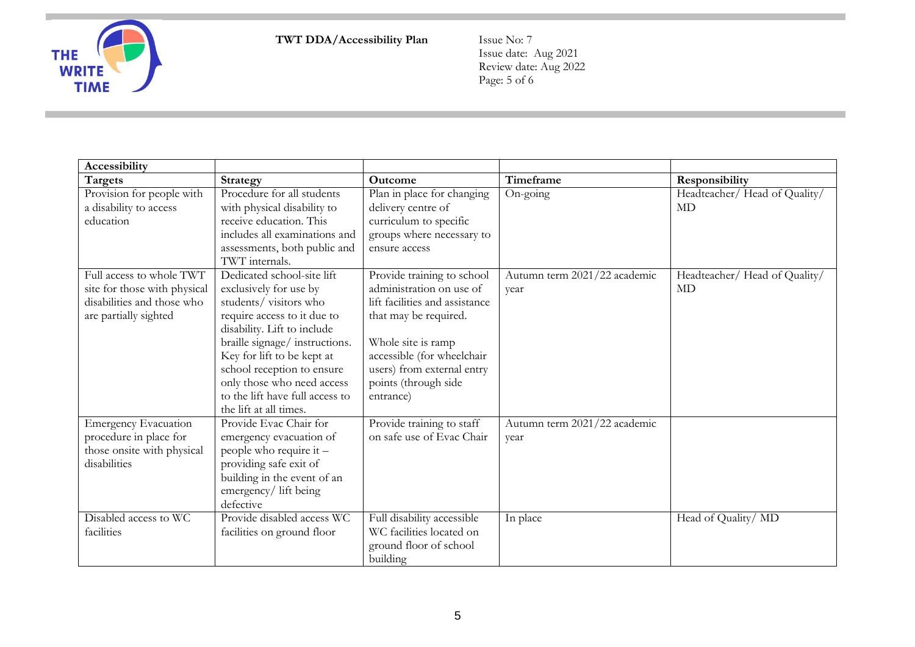| Accessibility | | | | |
|---|---|---|---|---|
| **Targets** | **Strategy** | **Outcome** | **Timeframe** | **Responsibility** |
| Provision for people with a disability to access education | Procedure for all students with physical disability to receive education. This includes all examinations and assessments, both public and TWT internals. | Plan in place for changing delivery centre of curriculum to specific groups where necessary to ensure access | On-going | Headteacher/ Head of Quality/ MD |
| Full access to whole TWT site for those with physical disabilities and those who are partially sighted | Dedicated school-site lift exclusively for use by students/ visitors who require access to it due to disability. Lift to include braille signage/ instructions. Key for lift to be kept at school reception to ensure only those who need access to the lift have full access to the lift at all times. | Provide training to school administration on use of lift facilities and assistance that may be required.<br><br>Whole site is ramp accessible (for wheelchair users) from external entry points (through side entrance) | Autumn term 2021/22 academic year | Headteacher/ Head of Quality/ MD |
| Emergency Evacuation procedure in place for those onsite with physical disabilities | Provide Evac Chair for emergency evacuation of people who require it – providing safe exit of building in the event of an emergency/ lift being defective | Provide training to staff on safe use of Evac Chair | Autumn term 2021/22 academic year | |
| Disabled access to WC facilities | Provide disabled access WC facilities on ground floor | Full disability accessible WC facilities located on ground floor of school building | In place | Head of Quality/ MD |